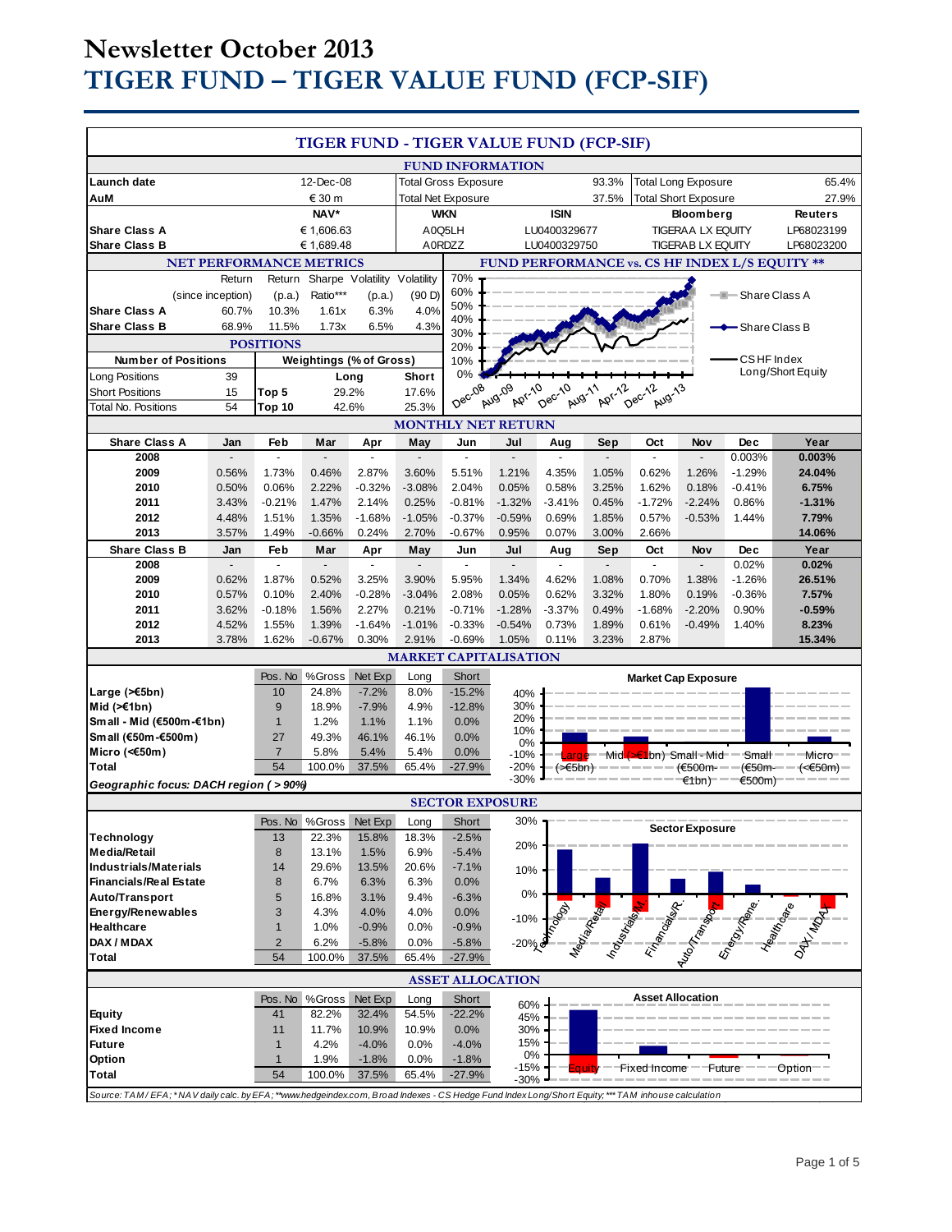# Newsletter October 2013
# TIGER FUND – TIGER VALUE FUND (FCP-SIF)

## TIGER FUND - TIGER VALUE FUND (FCP-SIF)

### FUND INFORMATION

| | | | | | |
|---|---|---|---|---|---|
| Launch date | 12-Dec-08 | Total Gross Exposure | 93.3% | Total Long Exposure | 65.4% |
| AuM | € 30 m | Total Net Exposure | 37.5% | Total Short Exposure | 27.9% |

| | NAV* | WKN | ISIN | Bloomberg | Reuters |
|---|---|---|---|---|---|
| Share Class A | € 1,606.63 | A0Q5LH | LU0400329677 | TIGERAA LX EQUITY | LP68023199 |
| Share Class B | € 1,689.48 | A0RDZZ | LU0400329750 | TIGERAB LX EQUITY | LP68023200 |

### NET PERFORMANCE METRICS

| | Return (since inception) | Return (p.a.) | Sharpe Ratio*** | Volatility (p.a.) | Volatility (90 D) |
|---|---|---|---|---|---|
| Share Class A | 60.7% | 10.3% | 1.61x | 6.3% | 4.0% |
| Share Class B | 68.9% | 11.5% | 1.73x | 6.5% | 4.3% |

### POSITIONS

| Number of Positions | | Weightings (% of Gross) | Long | Short |
|---|---|---|---|---|
| Long Positions | 39 | | | |
| Short Positions | 15 | Top 5 | 29.2% | 17.6% |
| Total No. Positions | 54 | Top 10 | 42.6% | 25.3% |

### FUND PERFORMANCE vs. CS HF INDEX L/S EQUITY **

### MONTHLY NET RETURN

| Share Class A | Jan | Feb | Mar | Apr | May | Jun | Jul | Aug | Sep | Oct | Nov | Dec | Year |
|---|---|---|---|---|---|---|---|---|---|---|---|---|---|
| 2008 | - | - | - | - | - | - | - | - | - | - | - | 0.003% | **0.003%** |
| 2009 | 0.56% | 1.73% | 0.46% | 2.87% | 3.60% | 5.51% | 1.21% | 4.35% | 1.05% | 0.62% | 1.26% | -1.29% | **24.04%** |
| 2010 | 0.50% | 0.06% | 2.22% | -0.32% | -3.08% | 2.04% | 0.05% | 0.58% | 3.25% | 1.62% | 0.18% | -0.41% | **6.75%** |
| 2011 | 3.43% | -0.21% | 1.47% | 2.14% | 0.25% | -0.81% | -1.32% | -3.41% | 0.45% | -1.72% | -2.24% | 0.86% | **-1.31%** |
| 2012 | 4.48% | 1.51% | 1.35% | -1.68% | -1.05% | -0.37% | -0.59% | 0.69% | 1.85% | 0.57% | -0.53% | 1.44% | **7.79%** |
| 2013 | 3.57% | 1.49% | -0.66% | 0.24% | 2.70% | -0.67% | 0.95% | 0.07% | 3.00% | 2.66% | | | **14.06%** |

| Share Class B | Jan | Feb | Mar | Apr | May | Jun | Jul | Aug | Sep | Oct | Nov | Dec | Year |
|---|---|---|---|---|---|---|---|---|---|---|---|---|---|
| 2008 | - | - | - | - | - | - | - | - | - | - | - | 0.02% | **0.02%** |
| 2009 | 0.62% | 1.87% | 0.52% | 3.25% | 3.90% | 5.95% | 1.34% | 4.62% | 1.08% | 0.70% | 1.38% | -1.26% | **26.51%** |
| 2010 | 0.57% | 0.10% | 2.40% | -0.28% | -3.04% | 2.08% | 0.05% | 0.62% | 3.32% | 1.80% | 0.19% | -0.36% | **7.57%** |
| 2011 | 3.62% | -0.18% | 1.56% | 2.27% | 0.21% | -0.71% | -1.28% | -3.37% | 0.49% | -1.68% | -2.20% | 0.90% | **-0.59%** |
| 2012 | 4.52% | 1.55% | 1.39% | -1.64% | -1.01% | -0.33% | -0.54% | 0.73% | 1.89% | 0.61% | -0.49% | 1.40% | **8.23%** |
| 2013 | 3.78% | 1.62% | -0.67% | 0.30% | 2.91% | -0.69% | 1.05% | 0.11% | 3.23% | 2.87% | | | **15.34%** |

### MARKET CAPITALISATION

| | Pos. No | %Gross | Net Exp | Long | Short |
|---|---|---|---|---|---|
| Large (>€5bn) | 10 | 24.8% | -7.2% | 8.0% | -15.2% |
| Mid (>€1bn) | 9 | 18.9% | -7.9% | 4.9% | -12.8% |
| Small - Mid (€500m-€1bn) | 1 | 1.2% | 1.1% | 1.1% | 0.0% |
| Small (€50m-€500m) | 27 | 49.3% | 46.1% | 46.1% | 0.0% |
| Micro (<€50m) | 7 | 5.8% | 5.4% | 5.4% | 0.0% |
| Total | 54 | 100.0% | 37.5% | 65.4% | -27.9% |

*Geographic focus: DACH region ( > 90%)*

### SECTOR EXPOSURE

| | Pos. No | %Gross | Net Exp | Long | Short |
|---|---|---|---|---|---|
| Technology | 13 | 22.3% | 15.8% | 18.3% | -2.5% |
| Media/Retail | 8 | 13.1% | 1.5% | 6.9% | -5.4% |
| Industrials/Materials | 14 | 29.6% | 13.5% | 20.6% | -7.1% |
| Financials/Real Estate | 8 | 6.7% | 6.3% | 6.3% | 0.0% |
| Auto/Transport | 5 | 16.8% | 3.1% | 9.4% | -6.3% |
| Energy/Renewables | 3 | 4.3% | 4.0% | 4.0% | 0.0% |
| Healthcare | 1 | 1.0% | -0.9% | 0.0% | -0.9% |
| DAX / MDAX | 2 | 6.2% | -5.8% | 0.0% | -5.8% |
| Total | 54 | 100.0% | 37.5% | 65.4% | -27.9% |

### ASSET ALLOCATION

| | Pos. No | %Gross | Net Exp | Long | Short |
|---|---|---|---|---|---|
| Equity | 41 | 82.2% | 32.4% | 54.5% | -22.2% |
| Fixed Income | 11 | 11.7% | 10.9% | 10.9% | 0.0% |
| Future | 1 | 4.2% | -4.0% | 0.0% | -4.0% |
| Option | 1 | 1.9% | -1.8% | 0.0% | -1.8% |
| Total | 54 | 100.0% | 37.5% | 65.4% | -27.9% |

*Source: TAM / EFA; * NAV daily calc. by EFA; **www.hedgeindex.com, Broad Indexes - CS Hedge Fund Index Long/Short Equity; *** TAM inhouse calculation*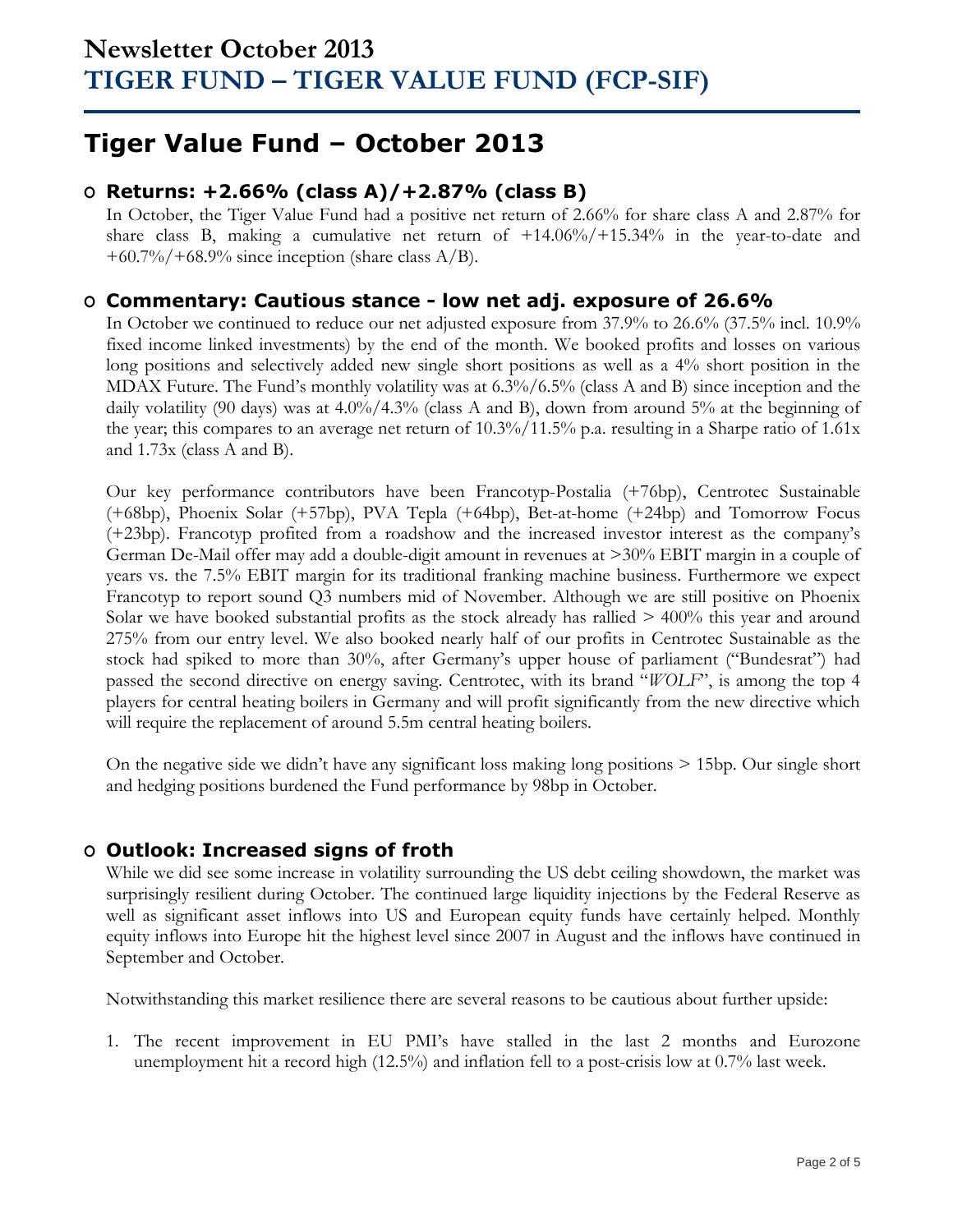# Newsletter October 2013
# TIGER FUND – TIGER VALUE FUND (FCP-SIF)

# Tiger Value Fund – October 2013

## Returns: +2.66% (class A)/+2.87% (class B)

In October, the Tiger Value Fund had a positive net return of 2.66% for share class A and 2.87% for share class B, making a cumulative net return of +14.06%/+15.34% in the year-to-date and +60.7%/+68.9% since inception (share class A/B).

## Commentary: Cautious stance - low net adj. exposure of 26.6%

In October we continued to reduce our net adjusted exposure from 37.9% to 26.6% (37.5% incl. 10.9% fixed income linked investments) by the end of the month. We booked profits and losses on various long positions and selectively added new single short positions as well as a 4% short position in the MDAX Future. The Fund's monthly volatility was at 6.3%/6.5% (class A and B) since inception and the daily volatility (90 days) was at 4.0%/4.3% (class A and B), down from around 5% at the beginning of the year; this compares to an average net return of 10.3%/11.5% p.a. resulting in a Sharpe ratio of 1.61x and 1.73x (class A and B).

Our key performance contributors have been Francotyp-Postalia (+76bp), Centrotec Sustainable (+68bp), Phoenix Solar (+57bp), PVA Tepla (+64bp), Bet-at-home (+24bp) and Tomorrow Focus (+23bp). Francotyp profited from a roadshow and the increased investor interest as the company's German De-Mail offer may add a double-digit amount in revenues at >30% EBIT margin in a couple of years vs. the 7.5% EBIT margin for its traditional franking machine business. Furthermore we expect Francotyp to report sound Q3 numbers mid of November. Although we are still positive on Phoenix Solar we have booked substantial profits as the stock already has rallied > 400% this year and around 275% from our entry level. We also booked nearly half of our profits in Centrotec Sustainable as the stock had spiked to more than 30%, after Germany's upper house of parliament ("Bundesrat") had passed the second directive on energy saving. Centrotec, with its brand "*WOLF*", is among the top 4 players for central heating boilers in Germany and will profit significantly from the new directive which will require the replacement of around 5.5m central heating boilers.

On the negative side we didn't have any significant loss making long positions > 15bp. Our single short and hedging positions burdened the Fund performance by 98bp in October.

## Outlook: Increased signs of froth

While we did see some increase in volatility surrounding the US debt ceiling showdown, the market was surprisingly resilient during October. The continued large liquidity injections by the Federal Reserve as well as significant asset inflows into US and European equity funds have certainly helped. Monthly equity inflows into Europe hit the highest level since 2007 in August and the inflows have continued in September and October.

Notwithstanding this market resilience there are several reasons to be cautious about further upside:

1. The recent improvement in EU PMI's have stalled in the last 2 months and Eurozone unemployment hit a record high (12.5%) and inflation fell to a post-crisis low at 0.7% last week.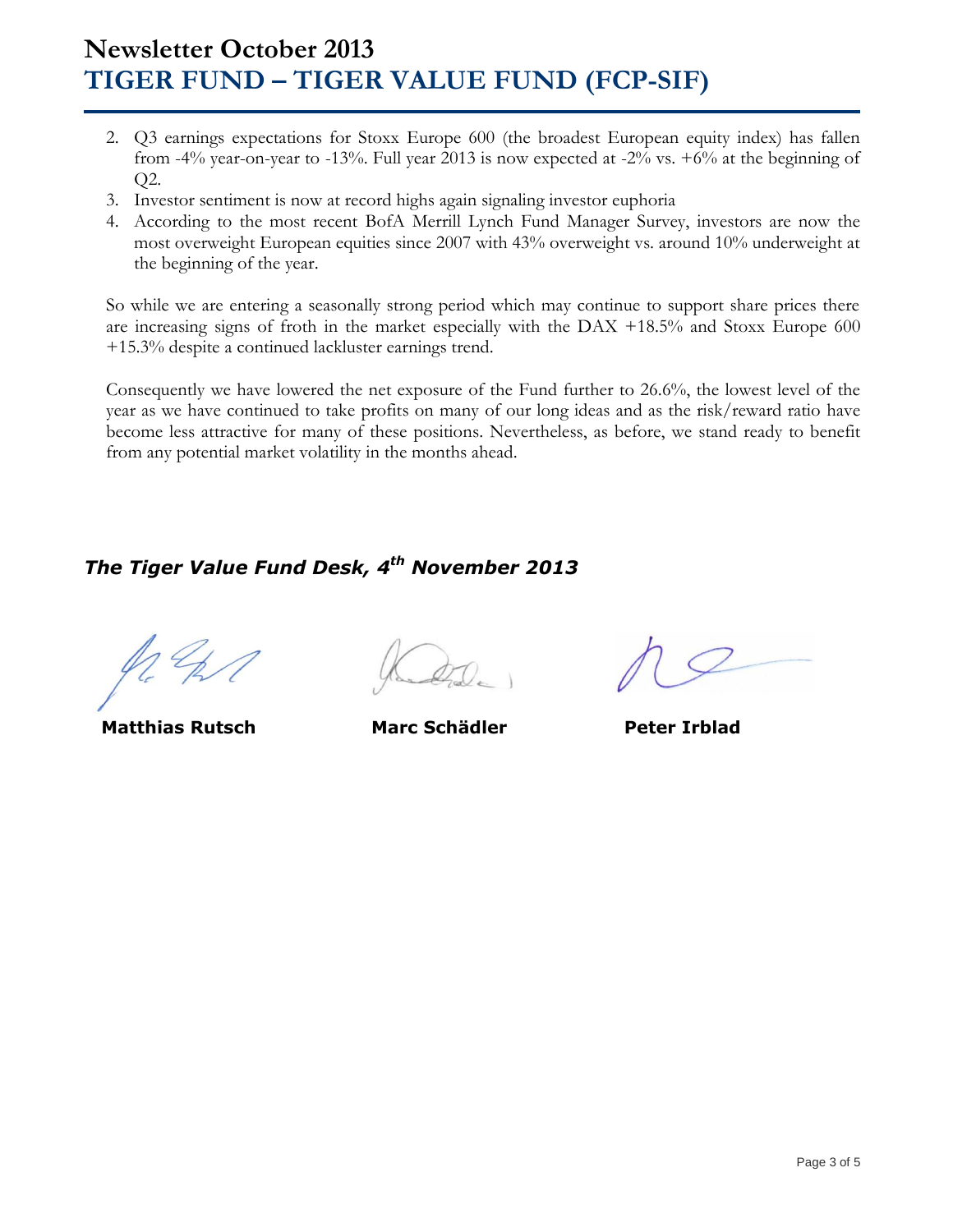2. Q3 earnings expectations for Stoxx Europe 600 (the broadest European equity index) has fallen from -4% year-on-year to -13%. Full year 2013 is now expected at -2% vs. +6% at the beginning of Q2.
3. Investor sentiment is now at record highs again signaling investor euphoria
4. According to the most recent BofA Merrill Lynch Fund Manager Survey, investors are now the most overweight European equities since 2007 with 43% overweight vs. around 10% underweight at the beginning of the year.

So while we are entering a seasonally strong period which may continue to support share prices there are increasing signs of froth in the market especially with the DAX +18.5% and Stoxx Europe 600 +15.3% despite a continued lackluster earnings trend.

Consequently we have lowered the net exposure of the Fund further to 26.6%, the lowest level of the year as we have continued to take profits on many of our long ideas and as the risk/reward ratio have become less attractive for many of these positions. Nevertheless, as before, we stand ready to benefit from any potential market volatility in the months ahead.

***The Tiger Value Fund Desk, 4th November 2013***

**Matthias Rutsch** **Marc Schädler** **Peter Irblad**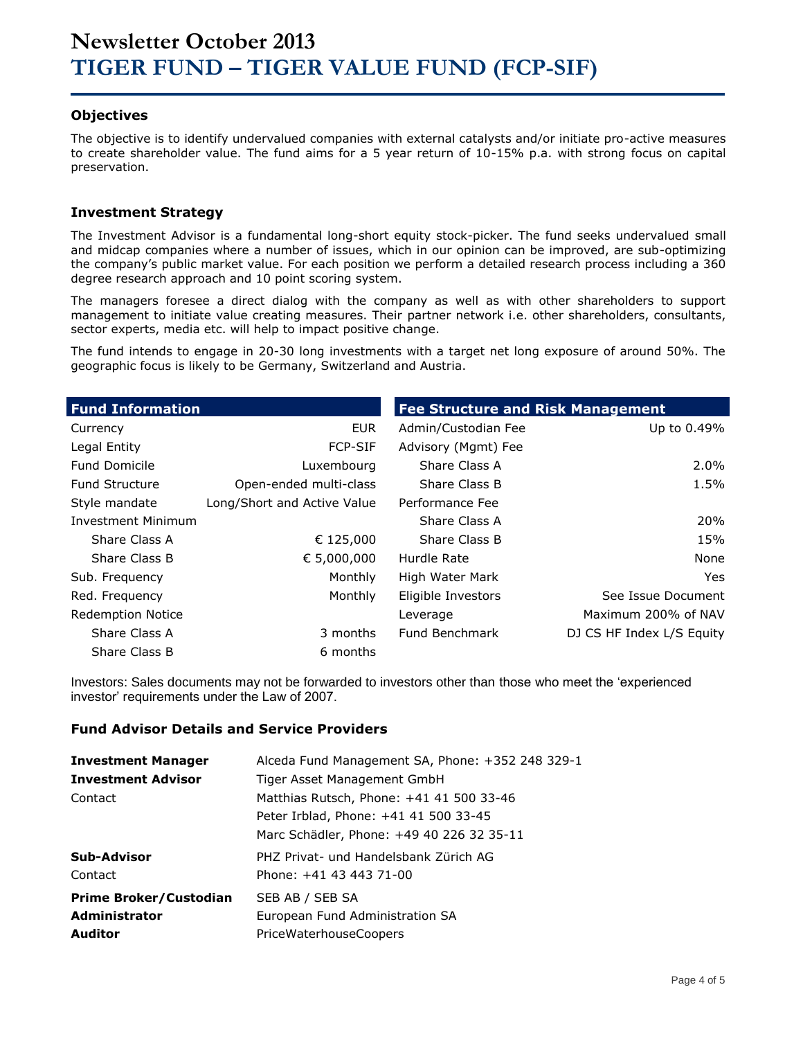# Newsletter October 2013
# TIGER FUND – TIGER VALUE FUND (FCP-SIF)

### Objectives

The objective is to identify undervalued companies with external catalysts and/or initiate pro-active measures to create shareholder value. The fund aims for a 5 year return of 10-15% p.a. with strong focus on capital preservation.

### Investment Strategy

The Investment Advisor is a fundamental long-short equity stock-picker. The fund seeks undervalued small and midcap companies where a number of issues, which in our opinion can be improved, are sub-optimizing the company's public market value. For each position we perform a detailed research process including a 360 degree research approach and 10 point scoring system.

The managers foresee a direct dialog with the company as well as with other shareholders to support management to initiate value creating measures. Their partner network i.e. other shareholders, consultants, sector experts, media etc. will help to impact positive change.

The fund intends to engage in 20-30 long investments with a target net long exposure of around 50%. The geographic focus is likely to be Germany, Switzerland and Austria.

| Fund Information | |
|---|---|
| Currency | EUR |
| Legal Entity | FCP-SIF |
| Fund Domicile | Luxembourg |
| Fund Structure | Open-ended multi-class |
| Style mandate | Long/Short and Active Value |
| Investment Minimum | |
| Share Class A | € 125,000 |
| Share Class B | € 5,000,000 |
| Sub. Frequency | Monthly |
| Red. Frequency | Monthly |
| Redemption Notice | |
| Share Class A | 3 months |
| Share Class B | 6 months |

| Fee Structure and Risk Management | |
|---|---|
| Admin/Custodian Fee | Up to 0.49% |
| Advisory (Mgmt) Fee | |
| Share Class A | 2.0% |
| Share Class B | 1.5% |
| Performance Fee | |
| Share Class A | 20% |
| Share Class B | 15% |
| Hurdle Rate | None |
| High Water Mark | Yes |
| Eligible Investors | See Issue Document |
| Leverage | Maximum 200% of NAV |
| Fund Benchmark | DJ CS HF Index L/S Equity |

Investors: Sales documents may not be forwarded to investors other than those who meet the 'experienced investor' requirements under the Law of 2007.

### Fund Advisor Details and Service Providers

| | |
|---|---|
| **Investment Manager** | Alceda Fund Management SA, Phone: +352 248 329-1 |
| **Investment Advisor** | Tiger Asset Management GmbH |
| Contact | Matthias Rutsch, Phone: +41 41 500 33-46 |
| | Peter Irblad, Phone: +41 41 500 33-45 |
| | Marc Schädler, Phone: +49 40 226 32 35-11 |
| **Sub-Advisor** | PHZ Privat- und Handelsbank Zürich AG |
| Contact | Phone: +41 43 443 71-00 |
| **Prime Broker/Custodian** | SEB AB / SEB SA |
| **Administrator** | European Fund Administration SA |
| **Auditor** | PriceWaterhouseCoopers |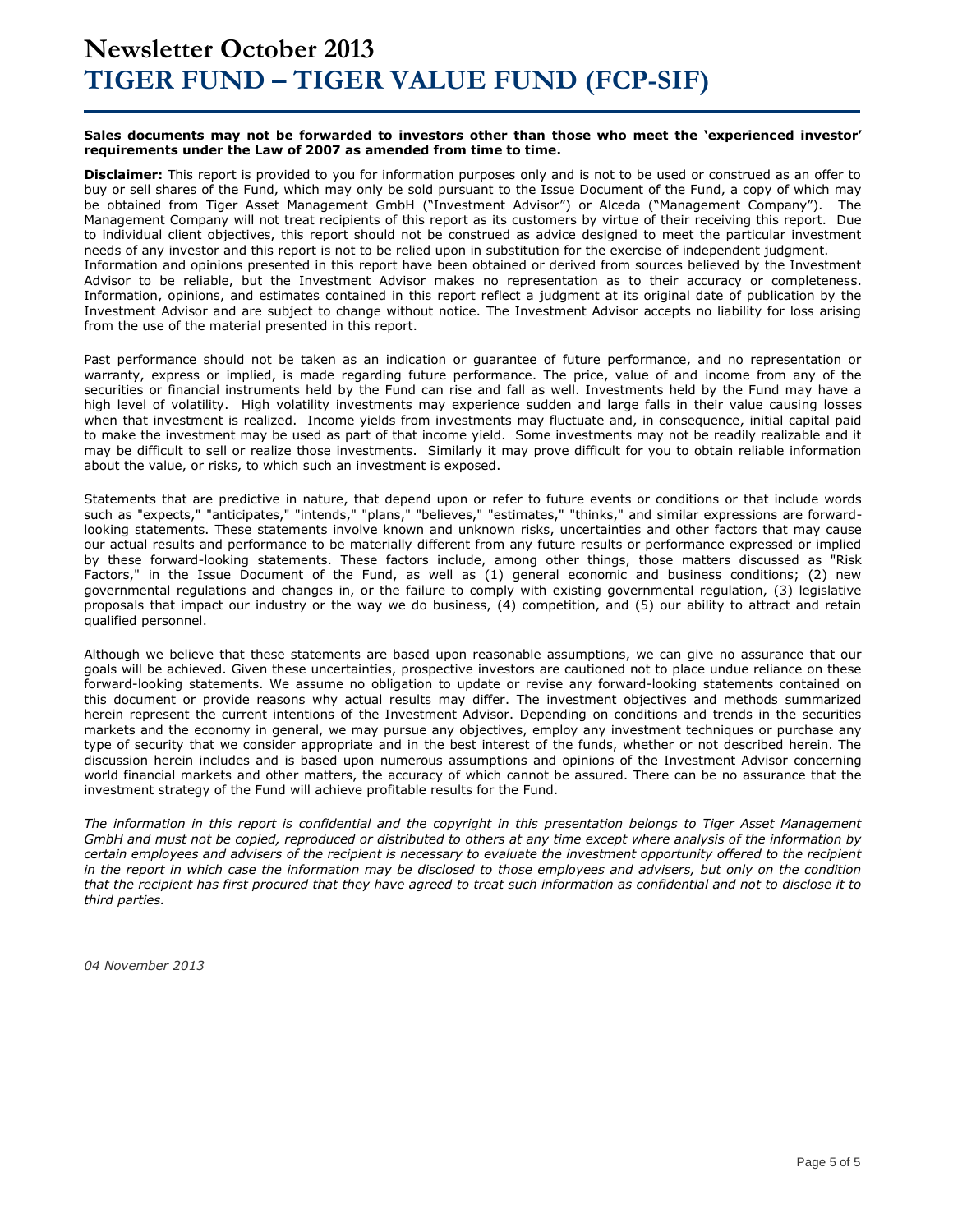**Sales documents may not be forwarded to investors other than those who meet the 'experienced investor' requirements under the Law of 2007 as amended from time to time.**

**Disclaimer:** This report is provided to you for information purposes only and is not to be used or construed as an offer to buy or sell shares of the Fund, which may only be sold pursuant to the Issue Document of the Fund, a copy of which may be obtained from Tiger Asset Management GmbH ("Investment Advisor") or Alceda ("Management Company"). The Management Company will not treat recipients of this report as its customers by virtue of their receiving this report. Due to individual client objectives, this report should not be construed as advice designed to meet the particular investment needs of any investor and this report is not to be relied upon in substitution for the exercise of independent judgment. Information and opinions presented in this report have been obtained or derived from sources believed by the Investment Advisor to be reliable, but the Investment Advisor makes no representation as to their accuracy or completeness. Information, opinions, and estimates contained in this report reflect a judgment at its original date of publication by the Investment Advisor and are subject to change without notice. The Investment Advisor accepts no liability for loss arising from the use of the material presented in this report.

Past performance should not be taken as an indication or guarantee of future performance, and no representation or warranty, express or implied, is made regarding future performance. The price, value of and income from any of the securities or financial instruments held by the Fund can rise and fall as well. Investments held by the Fund may have a high level of volatility. High volatility investments may experience sudden and large falls in their value causing losses when that investment is realized. Income yields from investments may fluctuate and, in consequence, initial capital paid to make the investment may be used as part of that income yield. Some investments may not be readily realizable and it may be difficult to sell or realize those investments. Similarly it may prove difficult for you to obtain reliable information about the value, or risks, to which such an investment is exposed.

Statements that are predictive in nature, that depend upon or refer to future events or conditions or that include words such as "expects," "anticipates," "intends," "plans," "believes," "estimates," "thinks," and similar expressions are forward-looking statements. These statements involve known and unknown risks, uncertainties and other factors that may cause our actual results and performance to be materially different from any future results or performance expressed or implied by these forward-looking statements. These factors include, among other things, those matters discussed as "Risk Factors," in the Issue Document of the Fund, as well as (1) general economic and business conditions; (2) new governmental regulations and changes in, or the failure to comply with existing governmental regulation, (3) legislative proposals that impact our industry or the way we do business, (4) competition, and (5) our ability to attract and retain qualified personnel.

Although we believe that these statements are based upon reasonable assumptions, we can give no assurance that our goals will be achieved. Given these uncertainties, prospective investors are cautioned not to place undue reliance on these forward-looking statements. We assume no obligation to update or revise any forward-looking statements contained on this document or provide reasons why actual results may differ. The investment objectives and methods summarized herein represent the current intentions of the Investment Advisor. Depending on conditions and trends in the securities markets and the economy in general, we may pursue any objectives, employ any investment techniques or purchase any type of security that we consider appropriate and in the best interest of the funds, whether or not described herein. The discussion herein includes and is based upon numerous assumptions and opinions of the Investment Advisor concerning world financial markets and other matters, the accuracy of which cannot be assured. There can be no assurance that the investment strategy of the Fund will achieve profitable results for the Fund.

*The information in this report is confidential and the copyright in this presentation belongs to Tiger Asset Management GmbH and must not be copied, reproduced or distributed to others at any time except where analysis of the information by certain employees and advisers of the recipient is necessary to evaluate the investment opportunity offered to the recipient in the report in which case the information may be disclosed to those employees and advisers, but only on the condition that the recipient has first procured that they have agreed to treat such information as confidential and not to disclose it to third parties.*

*04 November 2013*